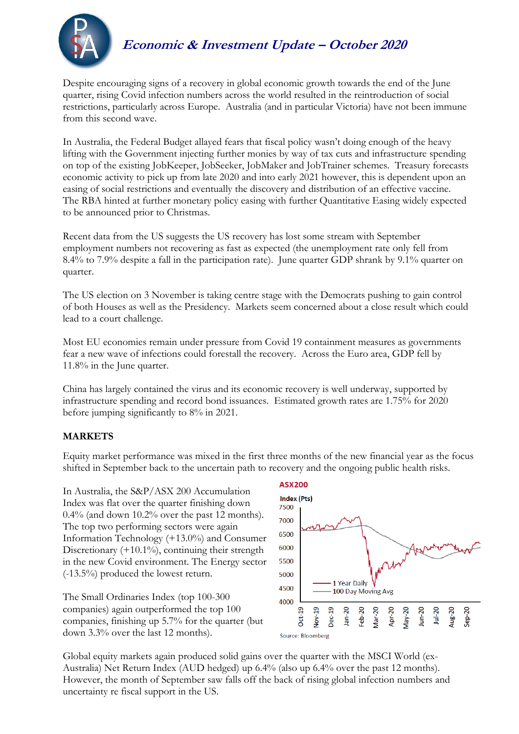# *Economic & Investment Update – October 2020*

Despite encouraging signs of a recovery in global economic growth towards the end of the June quarter, rising Covid infection numbers across the world resulted in the reintroduction of social restrictions, particularly across Europe. Australia (and in particular Victoria) have not been immune from this second wave.

In Australia, the Federal Budget allayed fears that fiscal policy wasn't doing enough of the heavy lifting with the Government injecting further monies by way of tax cuts and infrastructure spending on top of the existing JobKeeper, JobSeeker, JobMaker and JobTrainer schemes. Treasury forecasts economic activity to pick up from late 2020 and into early 2021 however, this is dependent upon an easing of social restrictions and eventually the discovery and distribution of an effective vaccine. The RBA hinted at further monetary policy easing with further Quantitative Easing widely expected to be announced prior to Christmas.

Recent data from the US suggests the US recovery has lost some stream with September employment numbers not recovering as fast as expected (the unemployment rate only fell from 8.4% to 7.9% despite a fall in the participation rate). June quarter GDP shrank by 9.1% quarter on quarter.

The US election on 3 November is taking centre stage with the Democrats pushing to gain control of both Houses as well as the Presidency. Markets seem concerned about a close result which could lead to a court challenge.

Most EU economies remain under pressure from Covid 19 containment measures as governments fear a new wave of infections could forestall the recovery. Across the Euro area, GDP fell by 11.8% in the June quarter.

China has largely contained the virus and its economic recovery is well underway, supported by infrastructure spending and record bond issuances. Estimated growth rates are 1.75% for 2020 before jumping significantly to 8% in 2021.

## MARKETS

Equity market performance was mixed in the first three months of the new financial year as the focus shifted in September back to the uncertain path to recovery and the ongoing public health risks.

In Australia, the S&P/ASX 200 Accumulation Index was flat over the quarter finishing down 0.4% (and down 10.2% over the past 12 months). The top two performing sectors were again Information Technology (+13.0%) and Consumer Discretionary (+10.1%), continuing their strength in the new Covid environment. The Energy sector (-13.5%) produced the lowest return.

The Small Ordinaries Index (top 100-300 companies) again outperformed the top 100 companies, finishing up 5.7% for the quarter (but down 3.3% over the last 12 months).

**ASX200**

Index (Pts)

Legend: 1 Year Daily; 100 Day Moving Avg

Source: Bloomberg

Global equity markets again produced solid gains over the quarter with the MSCI World (ex-Australia) Net Return Index (AUD hedged) up 6.4% (also up 6.4% over the past 12 months). However, the month of September saw falls off the back of rising global infection numbers and uncertainty re fiscal support in the US.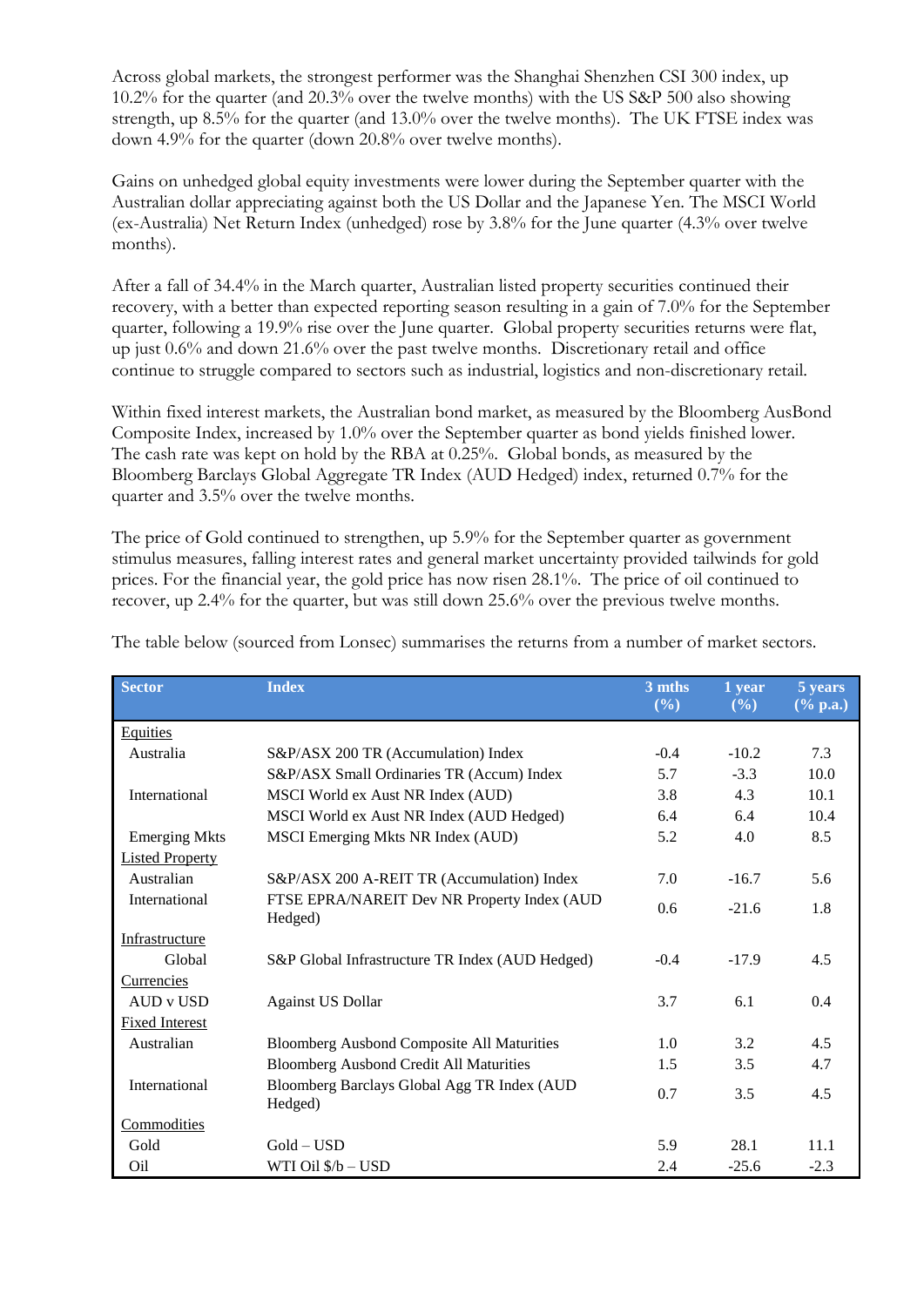Across global markets, the strongest performer was the Shanghai Shenzhen CSI 300 index, up 10.2% for the quarter (and 20.3% over the twelve months) with the US S&P 500 also showing strength, up 8.5% for the quarter (and 13.0% over the twelve months). The UK FTSE index was down 4.9% for the quarter (down 20.8% over twelve months).

Gains on unhedged global equity investments were lower during the September quarter with the Australian dollar appreciating against both the US Dollar and the Japanese Yen. The MSCI World (ex-Australia) Net Return Index (unhedged) rose by 3.8% for the June quarter (4.3% over twelve months).

After a fall of 34.4% in the March quarter, Australian listed property securities continued their recovery, with a better than expected reporting season resulting in a gain of 7.0% for the September quarter, following a 19.9% rise over the June quarter. Global property securities returns were flat, up just 0.6% and down 21.6% over the past twelve months. Discretionary retail and office continue to struggle compared to sectors such as industrial, logistics and non-discretionary retail.

Within fixed interest markets, the Australian bond market, as measured by the Bloomberg AusBond Composite Index, increased by 1.0% over the September quarter as bond yields finished lower. The cash rate was kept on hold by the RBA at 0.25%. Global bonds, as measured by the Bloomberg Barclays Global Aggregate TR Index (AUD Hedged) index, returned 0.7% for the quarter and 3.5% over the twelve months.

The price of Gold continued to strengthen, up 5.9% for the September quarter as government stimulus measures, falling interest rates and general market uncertainty provided tailwinds for gold prices. For the financial year, the gold price has now risen 28.1%. The price of oil continued to recover, up 2.4% for the quarter, but was still down 25.6% over the previous twelve months.

The table below (sourced from Lonsec) summarises the returns from a number of market sectors.

| Sector | Index | 3 mths (%) | 1 year (%) | 5 years (% p.a.) |
|---|---|---|---|---|
| Equities | | | | |
| Australia | S&P/ASX 200 TR (Accumulation) Index | -0.4 | -10.2 | 7.3 |
| | S&P/ASX Small Ordinaries TR (Accum) Index | 5.7 | -3.3 | 10.0 |
| International | MSCI World ex Aust NR Index (AUD) | 3.8 | 4.3 | 10.1 |
| | MSCI World ex Aust NR Index (AUD Hedged) | 6.4 | 6.4 | 10.4 |
| Emerging Mkts | MSCI Emerging Mkts NR Index (AUD) | 5.2 | 4.0 | 8.5 |
| Listed Property | | | | |
| Australian | S&P/ASX 200 A-REIT TR (Accumulation) Index | 7.0 | -16.7 | 5.6 |
| International | FTSE EPRA/NAREIT Dev NR Property Index (AUD Hedged) | 0.6 | -21.6 | 1.8 |
| Infrastructure | | | | |
| Global | S&P Global Infrastructure TR Index (AUD Hedged) | -0.4 | -17.9 | 4.5 |
| Currencies | | | | |
| AUD v USD | Against US Dollar | 3.7 | 6.1 | 0.4 |
| Fixed Interest | | | | |
| Australian | Bloomberg Ausbond Composite All Maturities | 1.0 | 3.2 | 4.5 |
| | Bloomberg Ausbond Credit All Maturities | 1.5 | 3.5 | 4.7 |
| International | Bloomberg Barclays Global Agg TR Index (AUD Hedged) | 0.7 | 3.5 | 4.5 |
| Commodities | | | | |
| Gold | Gold – USD | 5.9 | 28.1 | 11.1 |
| Oil | WTI Oil $/b – USD | 2.4 | -25.6 | -2.3 |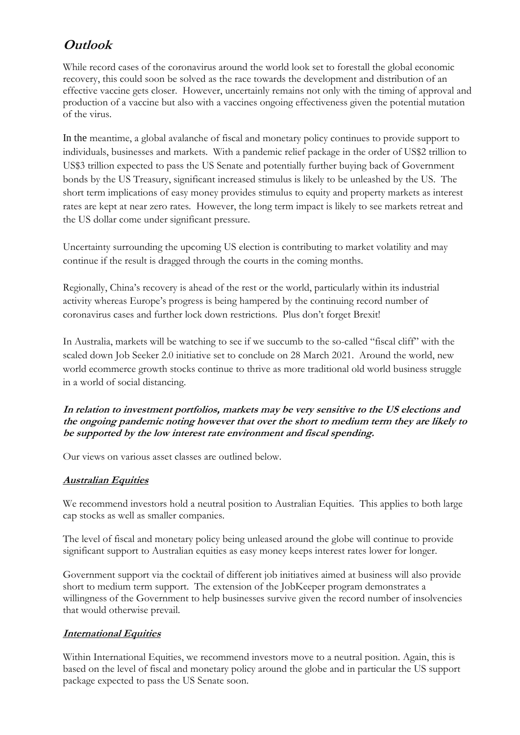# ***Outlook***

While record cases of the coronavirus around the world look set to forestall the global economic recovery, this could soon be solved as the race towards the development and distribution of an effective vaccine gets closer. However, uncertainly remains not only with the timing of approval and production of a vaccine but also with a vaccines ongoing effectiveness given the potential mutation of the virus.

In the meantime, a global avalanche of fiscal and monetary policy continues to provide support to individuals, businesses and markets. With a pandemic relief package in the order of US$2 trillion to US$3 trillion expected to pass the US Senate and potentially further buying back of Government bonds by the US Treasury, significant increased stimulus is likely to be unleashed by the US. The short term implications of easy money provides stimulus to equity and property markets as interest rates are kept at near zero rates. However, the long term impact is likely to see markets retreat and the US dollar come under significant pressure.

Uncertainty surrounding the upcoming US election is contributing to market volatility and may continue if the result is dragged through the courts in the coming months.

Regionally, China's recovery is ahead of the rest or the world, particularly within its industrial activity whereas Europe's progress is being hampered by the continuing record number of coronavirus cases and further lock down restrictions. Plus don't forget Brexit!

In Australia, markets will be watching to see if we succumb to the so-called "fiscal cliff" with the scaled down Job Seeker 2.0 initiative set to conclude on 28 March 2021. Around the world, new world ecommerce growth stocks continue to thrive as more traditional old world business struggle in a world of social distancing.

***In relation to investment portfolios, markets may be very sensitive to the US elections and the ongoing pandemic noting however that over the short to medium term they are likely to be supported by the low interest rate environment and fiscal spending.***

Our views on various asset classes are outlined below.

## ***Australian Equities***

We recommend investors hold a neutral position to Australian Equities. This applies to both large cap stocks as well as smaller companies.

The level of fiscal and monetary policy being unleased around the globe will continue to provide significant support to Australian equities as easy money keeps interest rates lower for longer.

Government support via the cocktail of different job initiatives aimed at business will also provide short to medium term support. The extension of the JobKeeper program demonstrates a willingness of the Government to help businesses survive given the record number of insolvencies that would otherwise prevail.

## ***International Equities***

Within International Equities, we recommend investors move to a neutral position. Again, this is based on the level of fiscal and monetary policy around the globe and in particular the US support package expected to pass the US Senate soon.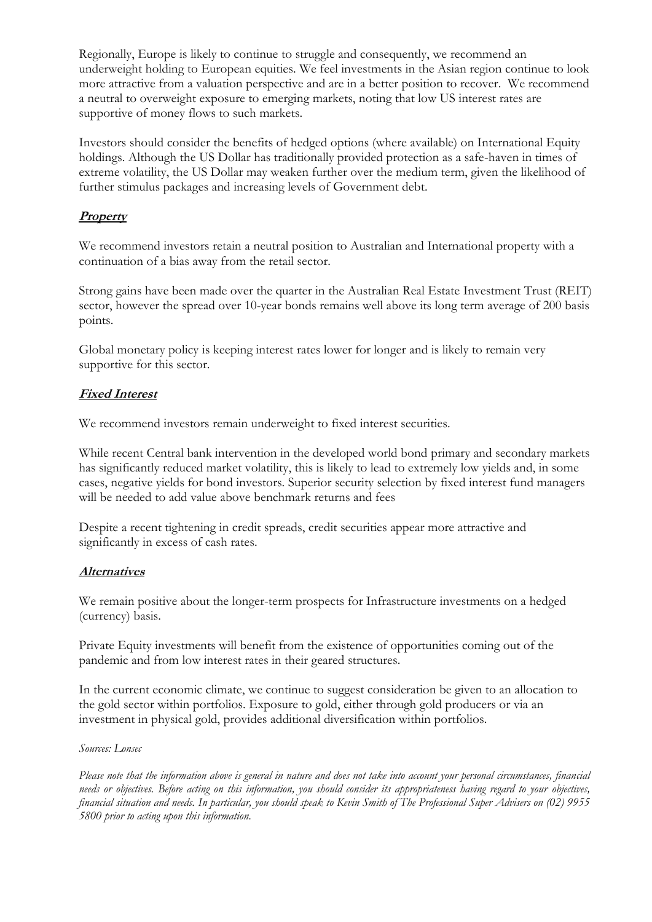Regionally, Europe is likely to continue to struggle and consequently, we recommend an underweight holding to European equities. We feel investments in the Asian region continue to look more attractive from a valuation perspective and are in a better position to recover. We recommend a neutral to overweight exposure to emerging markets, noting that low US interest rates are supportive of money flows to such markets.

Investors should consider the benefits of hedged options (where available) on International Equity holdings. Although the US Dollar has traditionally provided protection as a safe-haven in times of extreme volatility, the US Dollar may weaken further over the medium term, given the likelihood of further stimulus packages and increasing levels of Government debt.

## ***Property***

We recommend investors retain a neutral position to Australian and International property with a continuation of a bias away from the retail sector.

Strong gains have been made over the quarter in the Australian Real Estate Investment Trust (REIT) sector, however the spread over 10-year bonds remains well above its long term average of 200 basis points.

Global monetary policy is keeping interest rates lower for longer and is likely to remain very supportive for this sector.

## ***Fixed Interest***

We recommend investors remain underweight to fixed interest securities.

While recent Central bank intervention in the developed world bond primary and secondary markets has significantly reduced market volatility, this is likely to lead to extremely low yields and, in some cases, negative yields for bond investors. Superior security selection by fixed interest fund managers will be needed to add value above benchmark returns and fees

Despite a recent tightening in credit spreads, credit securities appear more attractive and significantly in excess of cash rates.

## ***Alternatives***

We remain positive about the longer-term prospects for Infrastructure investments on a hedged (currency) basis.

Private Equity investments will benefit from the existence of opportunities coming out of the pandemic and from low interest rates in their geared structures.

In the current economic climate, we continue to suggest consideration be given to an allocation to the gold sector within portfolios. Exposure to gold, either through gold producers or via an investment in physical gold, provides additional diversification within portfolios.

*Sources: Lonsec*

*Please note that the information above is general in nature and does not take into account your personal circumstances, financial needs or objectives. Before acting on this information, you should consider its appropriateness having regard to your objectives, financial situation and needs. In particular, you should speak to Kevin Smith of The Professional Super Advisers on (02) 9955 5800 prior to acting upon this information.*